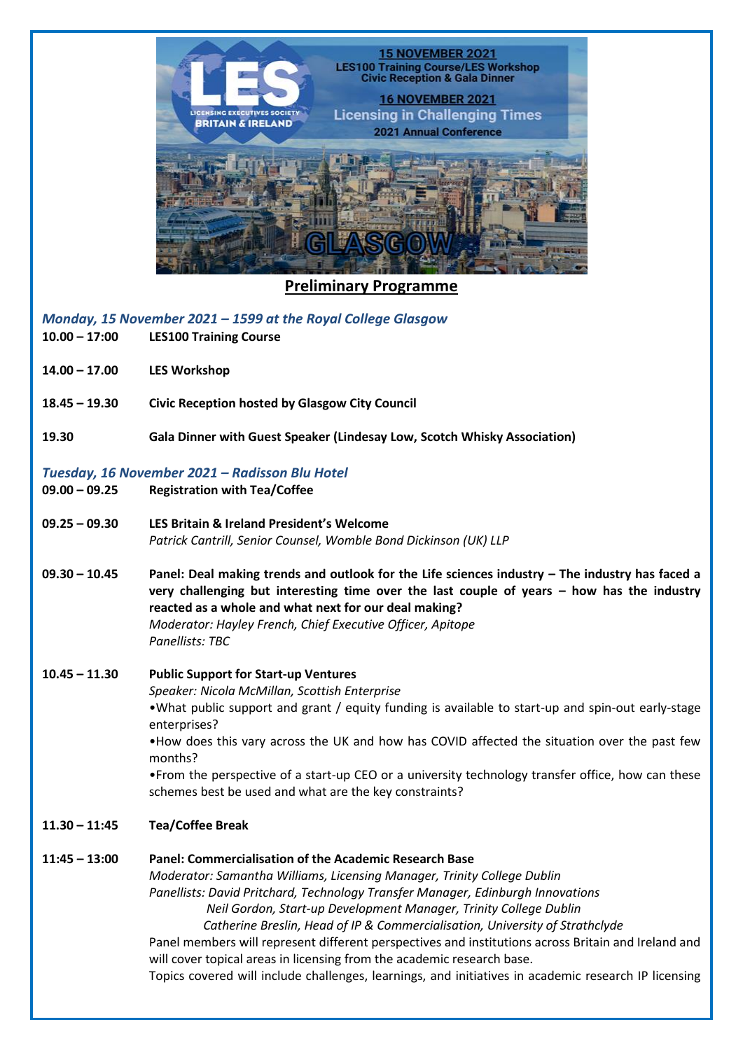15 NOVEMBER 2021
LES100 Training Course/LES Workshop
Civic Reception & Gala Dinner

16 NOVEMBER 2021
Licensing in Challenging Times
2021 Annual Conference

LES
LICENSING EXECUTIVES SOCIETY
BRITAIN & IRELAND

GLASGOW

# Preliminary Programme

## *Monday, 15 November 2021 – 1599 at the Royal College Glasgow*

**10.00 – 17:00** **LES100 Training Course**

**14.00 – 17.00** **LES Workshop**

**18.45 – 19.30** **Civic Reception hosted by Glasgow City Council**

**19.30** **Gala Dinner with Guest Speaker (Lindesay Low, Scotch Whisky Association)**

## *Tuesday, 16 November 2021 – Radisson Blu Hotel*

**09.00 – 09.25** **Registration with Tea/Coffee**

**09.25 – 09.30** **LES Britain & Ireland President's Welcome**
*Patrick Cantrill, Senior Counsel, Womble Bond Dickinson (UK) LLP*

**09.30 – 10.45** **Panel: Deal making trends and outlook for the Life sciences industry – The industry has faced a very challenging but interesting time over the last couple of years – how has the industry reacted as a whole and what next for our deal making?**
*Moderator: Hayley French, Chief Executive Officer, Apitope*
*Panellists: TBC*

**10.45 – 11.30** **Public Support for Start-up Ventures**
*Speaker: Nicola McMillan, Scottish Enterprise*
•What public support and grant / equity funding is available to start-up and spin-out early-stage enterprises?
•How does this vary across the UK and how has COVID affected the situation over the past few months?
•From the perspective of a start-up CEO or a university technology transfer office, how can these schemes best be used and what are the key constraints?

**11.30 – 11:45** **Tea/Coffee Break**

**11:45 – 13:00** **Panel: Commercialisation of the Academic Research Base**
*Moderator: Samantha Williams, Licensing Manager, Trinity College Dublin*
*Panellists: David Pritchard, Technology Transfer Manager, Edinburgh Innovations*
*Neil Gordon, Start-up Development Manager, Trinity College Dublin*
*Catherine Breslin, Head of IP & Commercialisation, University of Strathclyde*
Panel members will represent different perspectives and institutions across Britain and Ireland and will cover topical areas in licensing from the academic research base.
Topics covered will include challenges, learnings, and initiatives in academic research IP licensing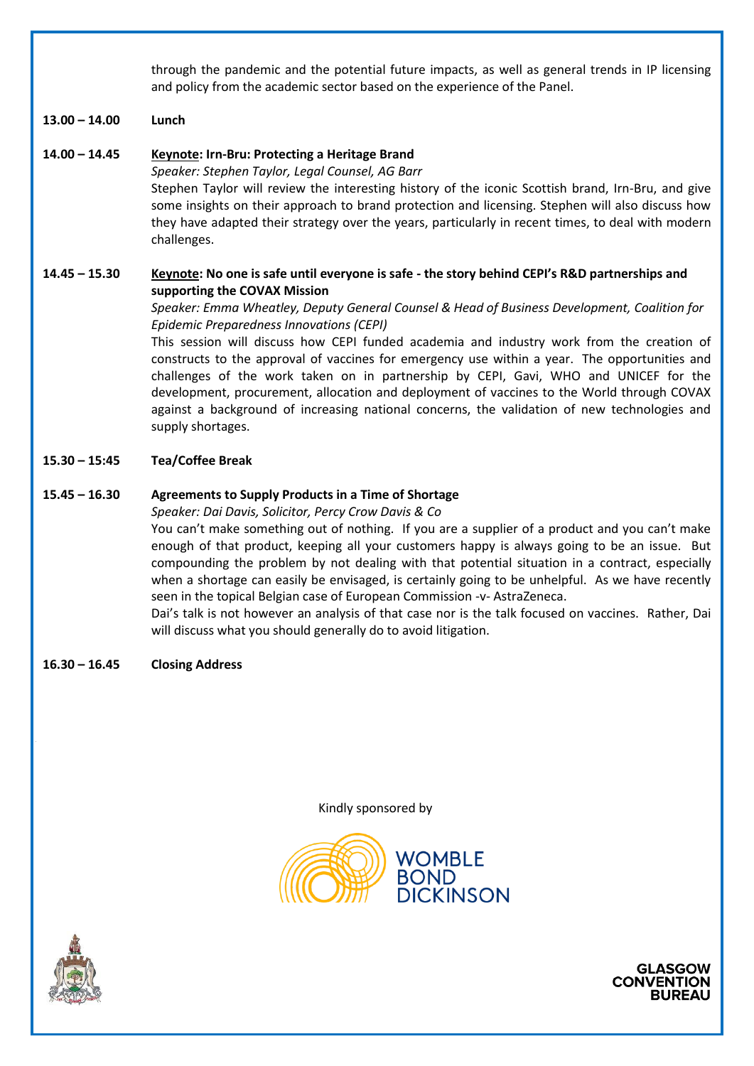through the pandemic and the potential future impacts, as well as general trends in IP licensing and policy from the academic sector based on the experience of the Panel.

**13.00 – 14.00** **Lunch**

**14.00 – 14.45** **<u>Keynote</u>: Irn-Bru: Protecting a Heritage Brand**

*Speaker: Stephen Taylor, Legal Counsel, AG Barr*

Stephen Taylor will review the interesting history of the iconic Scottish brand, Irn-Bru, and give some insights on their approach to brand protection and licensing. Stephen will also discuss how they have adapted their strategy over the years, particularly in recent times, to deal with modern challenges.

**14.45 – 15.30** **<u>Keynote</u>: No one is safe until everyone is safe - the story behind CEPI's R&D partnerships and supporting the COVAX Mission**

*Speaker: Emma Wheatley, Deputy General Counsel & Head of Business Development, Coalition for Epidemic Preparedness Innovations (CEPI)*

This session will discuss how CEPI funded academia and industry work from the creation of constructs to the approval of vaccines for emergency use within a year. The opportunities and challenges of the work taken on in partnership by CEPI, Gavi, WHO and UNICEF for the development, procurement, allocation and deployment of vaccines to the World through COVAX against a background of increasing national concerns, the validation of new technologies and supply shortages.

**15.30 – 15:45** **Tea/Coffee Break**

**15.45 – 16.30** **Agreements to Supply Products in a Time of Shortage**

*Speaker: Dai Davis, Solicitor, Percy Crow Davis & Co*

You can't make something out of nothing. If you are a supplier of a product and you can't make enough of that product, keeping all your customers happy is always going to be an issue. But compounding the problem by not dealing with that potential situation in a contract, especially when a shortage can easily be envisaged, is certainly going to be unhelpful. As we have recently seen in the topical Belgian case of European Commission -v- AstraZeneca.

Dai's talk is not however an analysis of that case nor is the talk focused on vaccines. Rather, Dai will discuss what you should generally do to avoid litigation.

**16.30 – 16.45** **Closing Address**

Kindly sponsored by

WOMBLE BOND DICKINSON

GLASGOW CONVENTION BUREAU